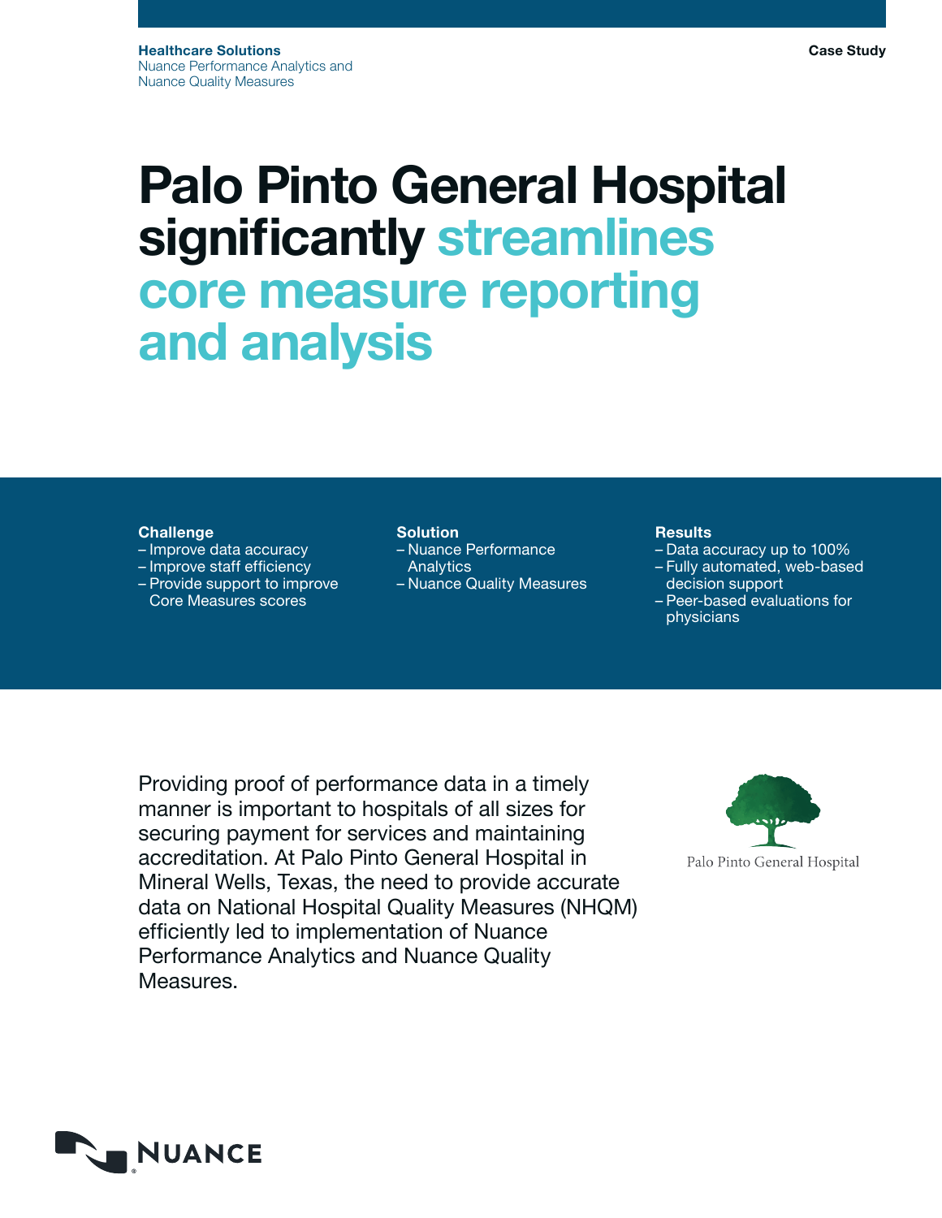**Healthcare Solutions**
Nuance Performance Analytics and
Nuance Quality Measures

**Case Study**

# Palo Pinto General Hospital significantly streamlines core measure reporting and analysis

**Challenge**
- Improve data accuracy
- Improve staff efficiency
- Provide support to improve Core Measures scores

**Solution**
- Nuance Performance Analytics
- Nuance Quality Measures

**Results**
- Data accuracy up to 100%
- Fully automated, web-based decision support
- Peer-based evaluations for physicians

Providing proof of performance data in a timely manner is important to hospitals of all sizes for securing payment for services and maintaining accreditation. At Palo Pinto General Hospital in Mineral Wells, Texas, the need to provide accurate data on National Hospital Quality Measures (NHQM) efficiently led to implementation of Nuance Performance Analytics and Nuance Quality Measures.

Palo Pinto General Hospital

NUANCE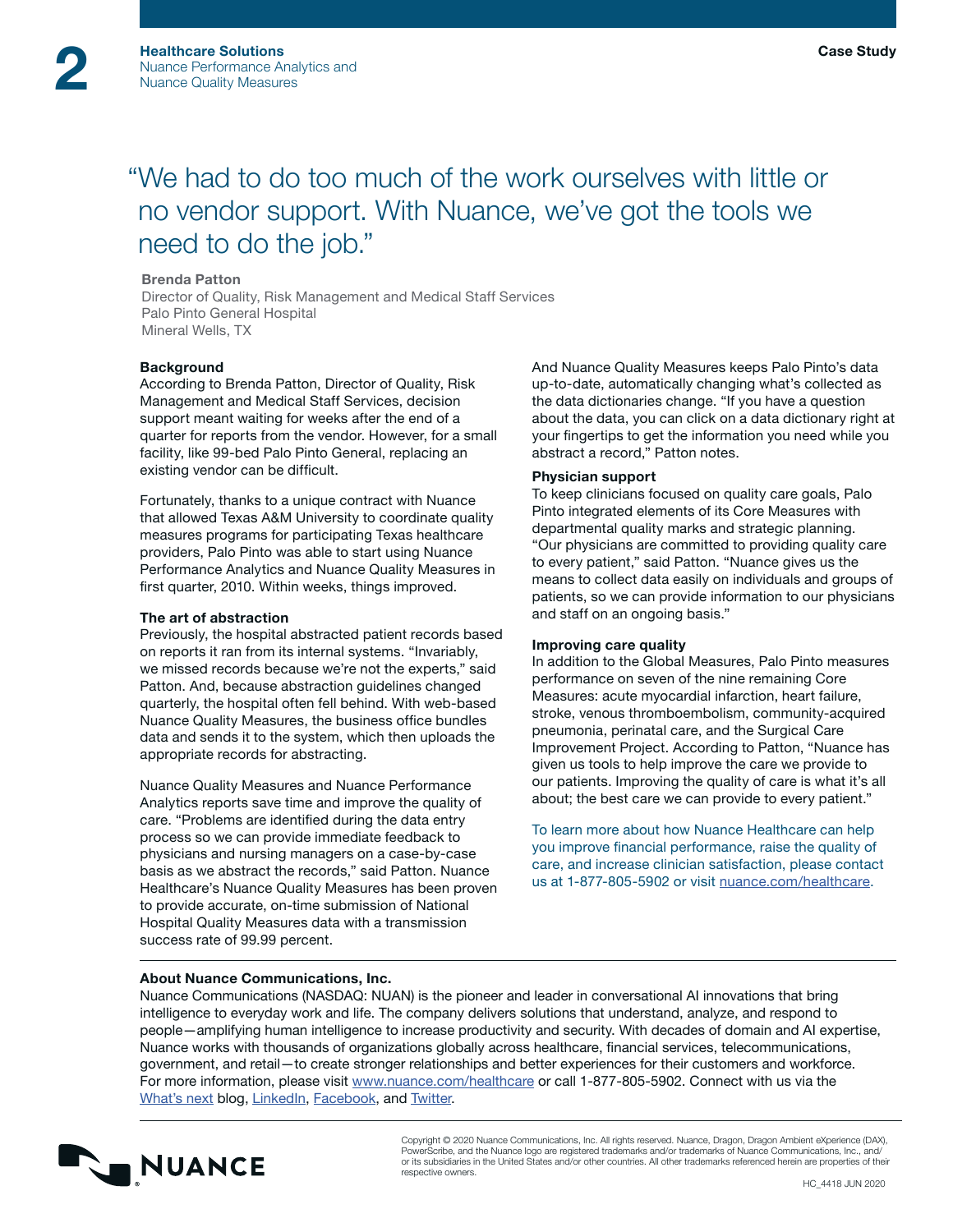> "We had to do too much of the work ourselves with little or no vendor support. With Nuance, we've got the tools we need to do the job."

**Brenda Patton**
Director of Quality, Risk Management and Medical Staff Services
Palo Pinto General Hospital
Mineral Wells, TX

### Background

According to Brenda Patton, Director of Quality, Risk Management and Medical Staff Services, decision support meant waiting for weeks after the end of a quarter for reports from the vendor. However, for a small facility, like 99-bed Palo Pinto General, replacing an existing vendor can be difficult.

Fortunately, thanks to a unique contract with Nuance that allowed Texas A&M University to coordinate quality measures programs for participating Texas healthcare providers, Palo Pinto was able to start using Nuance Performance Analytics and Nuance Quality Measures in first quarter, 2010. Within weeks, things improved.

### The art of abstraction

Previously, the hospital abstracted patient records based on reports it ran from its internal systems. "Invariably, we missed records because we're not the experts," said Patton. And, because abstraction guidelines changed quarterly, the hospital often fell behind. With web-based Nuance Quality Measures, the business office bundles data and sends it to the system, which then uploads the appropriate records for abstracting.

Nuance Quality Measures and Nuance Performance Analytics reports save time and improve the quality of care. "Problems are identified during the data entry process so we can provide immediate feedback to physicians and nursing managers on a case-by-case basis as we abstract the records," said Patton. Nuance Healthcare's Nuance Quality Measures has been proven to provide accurate, on-time submission of National Hospital Quality Measures data with a transmission success rate of 99.99 percent.

And Nuance Quality Measures keeps Palo Pinto's data up-to-date, automatically changing what's collected as the data dictionaries change. "If you have a question about the data, you can click on a data dictionary right at your fingertips to get the information you need while you abstract a record," Patton notes.

### Physician support

To keep clinicians focused on quality care goals, Palo Pinto integrated elements of its Core Measures with departmental quality marks and strategic planning. "Our physicians are committed to providing quality care to every patient," said Patton. "Nuance gives us the means to collect data easily on individuals and groups of patients, so we can provide information to our physicians and staff on an ongoing basis."

### Improving care quality

In addition to the Global Measures, Palo Pinto measures performance on seven of the nine remaining Core Measures: acute myocardial infarction, heart failure, stroke, venous thromboembolism, community-acquired pneumonia, perinatal care, and the Surgical Care Improvement Project. According to Patton, "Nuance has given us tools to help improve the care we provide to our patients. Improving the quality of care is what it's all about; the best care we can provide to every patient."

To learn more about how Nuance Healthcare can help you improve financial performance, raise the quality of care, and increase clinician satisfaction, please contact us at 1-877-805-5902 or visit nuance.com/healthcare.

---

### About Nuance Communications, Inc.

Nuance Communications (NASDAQ: NUAN) is the pioneer and leader in conversational AI innovations that bring intelligence to everyday work and life. The company delivers solutions that understand, analyze, and respond to people—amplifying human intelligence to increase productivity and security. With decades of domain and AI expertise, Nuance works with thousands of organizations globally across healthcare, financial services, telecommunications, government, and retail—to create stronger relationships and better experiences for their customers and workforce. For more information, please visit www.nuance.com/healthcare or call 1-877-805-5902. Connect with us via the What's next blog, LinkedIn, Facebook, and Twitter.

NUANCE

Copyright © 2020 Nuance Communications, Inc. All rights reserved. Nuance, Dragon, Dragon Ambient eXperience (DAX), PowerScribe, and the Nuance logo are registered trademarks and/or trademarks of Nuance Communications, Inc., and/or its subsidiaries in the United States and/or other countries. All other trademarks referenced herein are properties of their respective owners.

HC_4418 JUN 2020